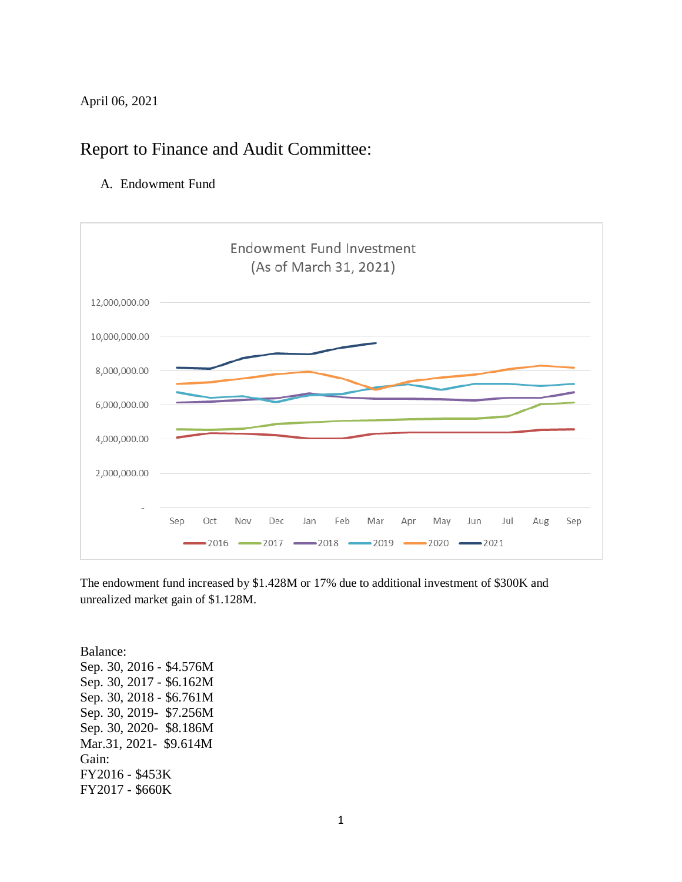April 06, 2021

# Report to Finance and Audit Committee:

A. Endowment Fund

The endowment fund increased by $1.428M or 17% due to additional investment of $300K and unrealized market gain of $1.128M.

Balance:
Sep. 30, 2016 - $4.576M
Sep. 30, 2017 - $6.162M
Sep. 30, 2018 - $6.761M
Sep. 30, 2019- $7.256M
Sep. 30, 2020- $8.186M
Mar.31, 2021- $9.614M
Gain:
FY2016 - $453K
FY2017 - $660K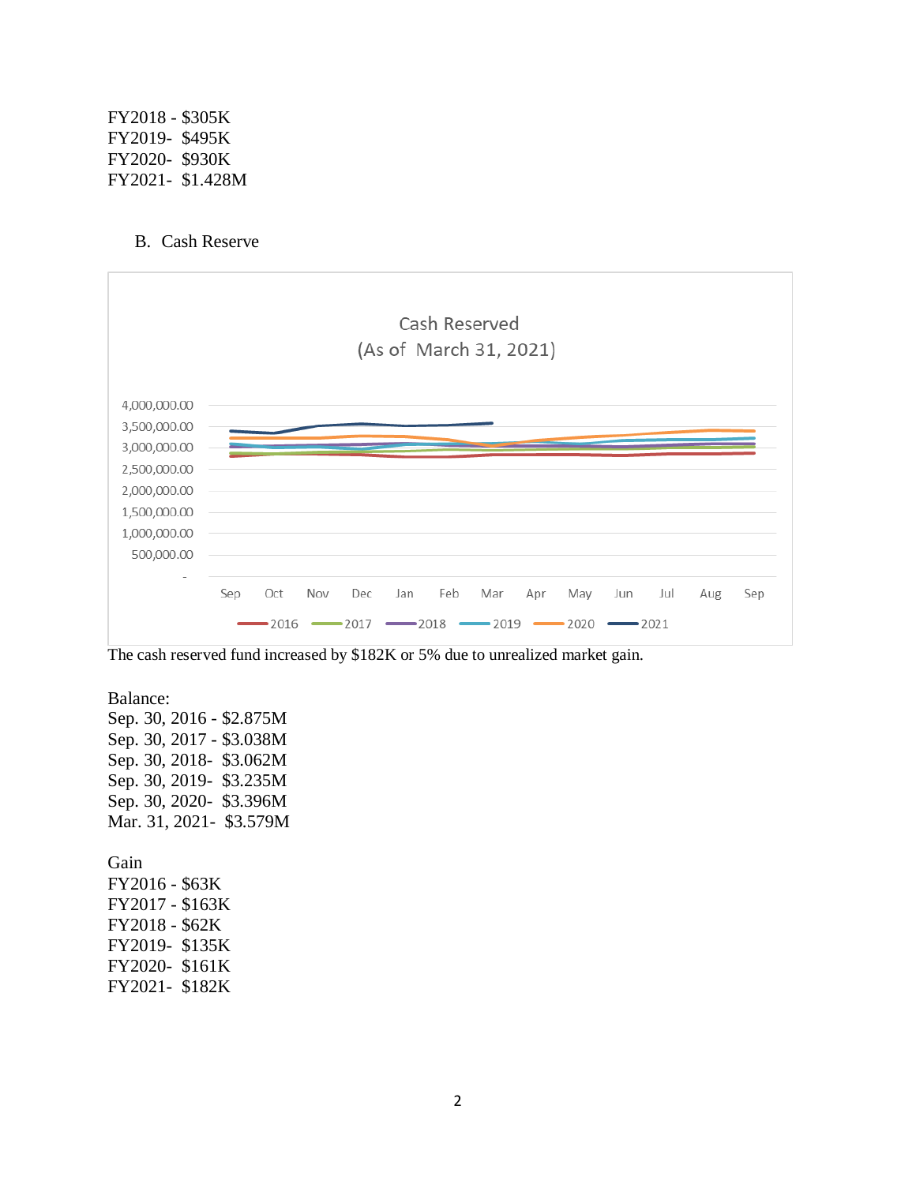FY2018 - $305K
FY2019- $495K
FY2020- $930K
FY2021- $1.428M

B. Cash Reserve

Cash Reserved
(As of March 31, 2021)

The cash reserved fund increased by $182K or 5% due to unrealized market gain.

Balance:
Sep. 30, 2016 - $2.875M
Sep. 30, 2017 - $3.038M
Sep. 30, 2018- $3.062M
Sep. 30, 2019- $3.235M
Sep. 30, 2020- $3.396M
Mar. 31, 2021- $3.579M

Gain
FY2016 - $63K
FY2017 - $163K
FY2018 - $62K
FY2019- $135K
FY2020- $161K
FY2021- $182K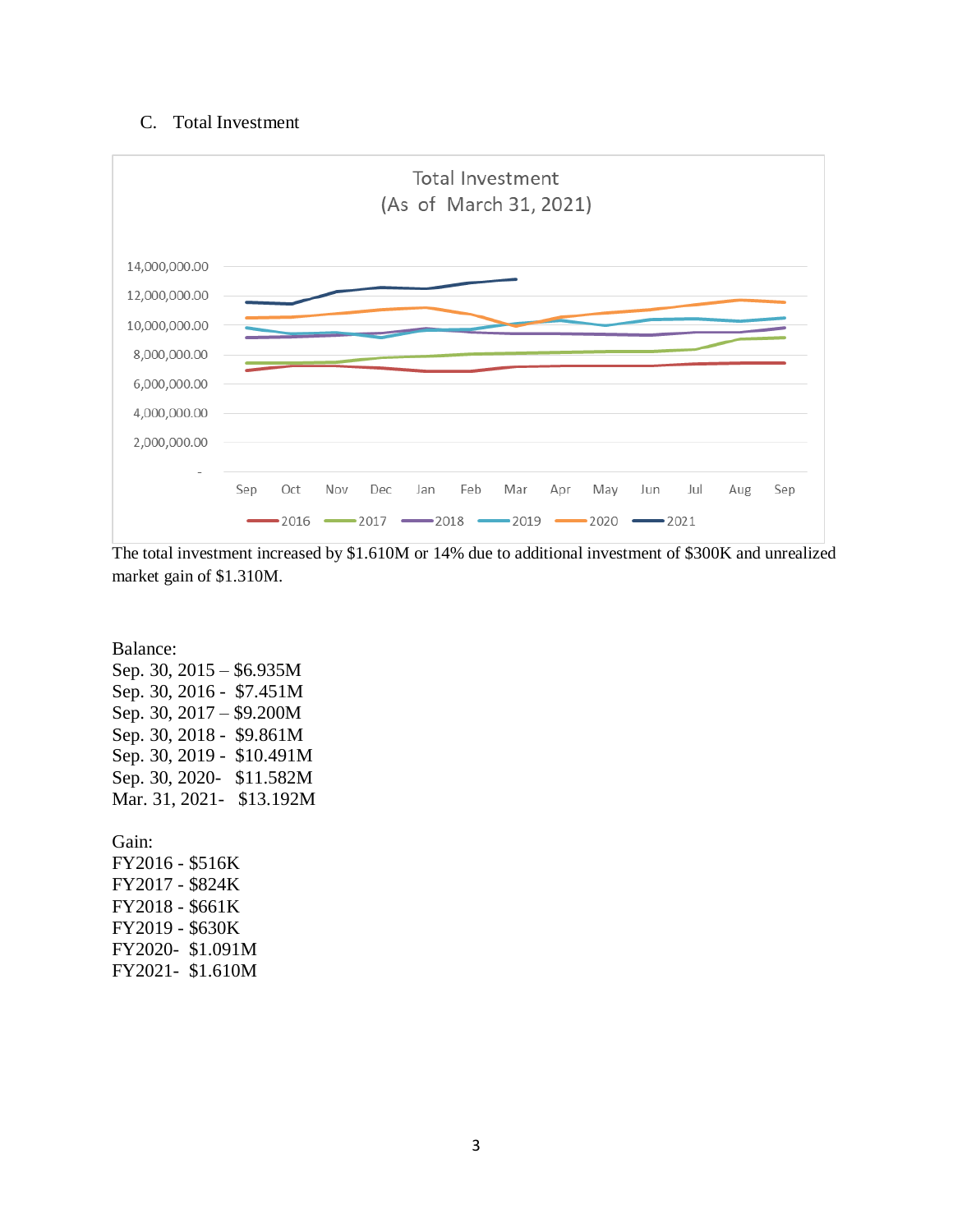### C. Total Investment

The total investment increased by $1.610M or 14% due to additional investment of $300K and unrealized market gain of $1.310M.

Balance:
Sep. 30, 2015 – $6.935M
Sep. 30, 2016 - $7.451M
Sep. 30, 2017 – $9.200M
Sep. 30, 2018 - $9.861M
Sep. 30, 2019 - $10.491M
Sep. 30, 2020- $11.582M
Mar. 31, 2021- $13.192M

Gain:
FY2016 - $516K
FY2017 - $824K
FY2018 - $661K
FY2019 - $630K
FY2020- $1.091M
FY2021- $1.610M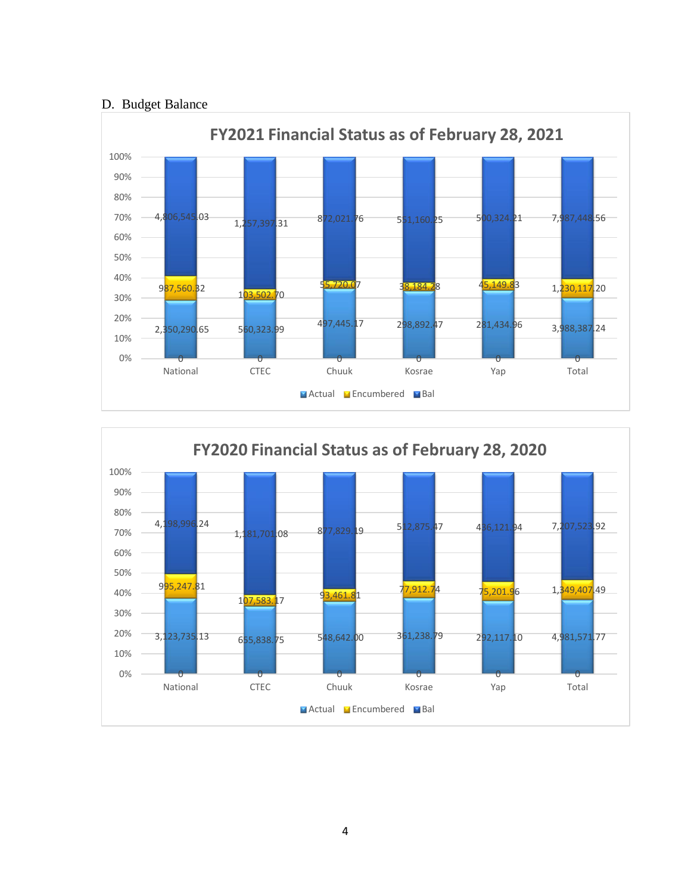## D. Budget Balance

**FY2021 Financial Status as of February 28, 2021**

| | National | CTEC | Chuuk | Kosrae | Yap | Total |
|---|---|---|---|---|---|---|
| Actual | 2,350,290.65 | 560,323.99 | 497,445.17 | 298,892.47 | 281,434.96 | 3,988,387.24 |
| Encumbered | 987,560.32 | 103,502.70 | 55,720.07 | 38,184.28 | 45,149.83 | 1,230,117.20 |
| Bal | 4,806,545.03 | 1,257,397.31 | 872,021.76 | 551,160.25 | 500,324.21 | 7,987,448.56 |

**FY2020 Financial Status as of February 28, 2020**

| | National | CTEC | Chuuk | Kosrae | Yap | Total |
|---|---|---|---|---|---|---|
| Actual | 3,123,735.13 | 655,838.75 | 548,642.00 | 361,238.79 | 292,117.10 | 4,981,571.77 |
| Encumbered | 995,247.81 | 107,583.17 | 93,461.81 | 77,912.74 | 75,201.96 | 1,349,407.49 |
| Bal | 4,198,996.24 | 1,181,701.08 | 877,829.19 | 512,875.47 | 436,121.94 | 7,207,523.92 |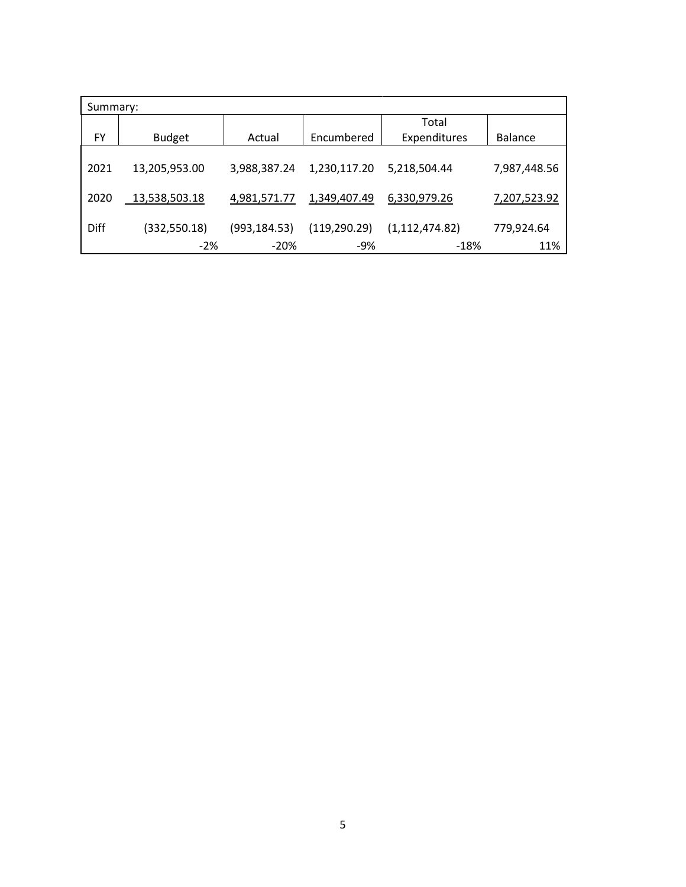Summary:

| FY | Budget | Actual | Encumbered | Total Expenditures | Balance |
|---|---|---|---|---|---|
| 2021 | 13,205,953.00 | 3,988,387.24 | 1,230,117.20 | 5,218,504.44 | 7,987,448.56 |
| 2020 | 13,538,503.18 | 4,981,571.77 | 1,349,407.49 | 6,330,979.26 | 7,207,523.92 |
| Diff | (332,550.18) | (993,184.53) | (119,290.29) | (1,112,474.82) | 779,924.64 |
| | -2% | -20% | -9% | -18% | 11% |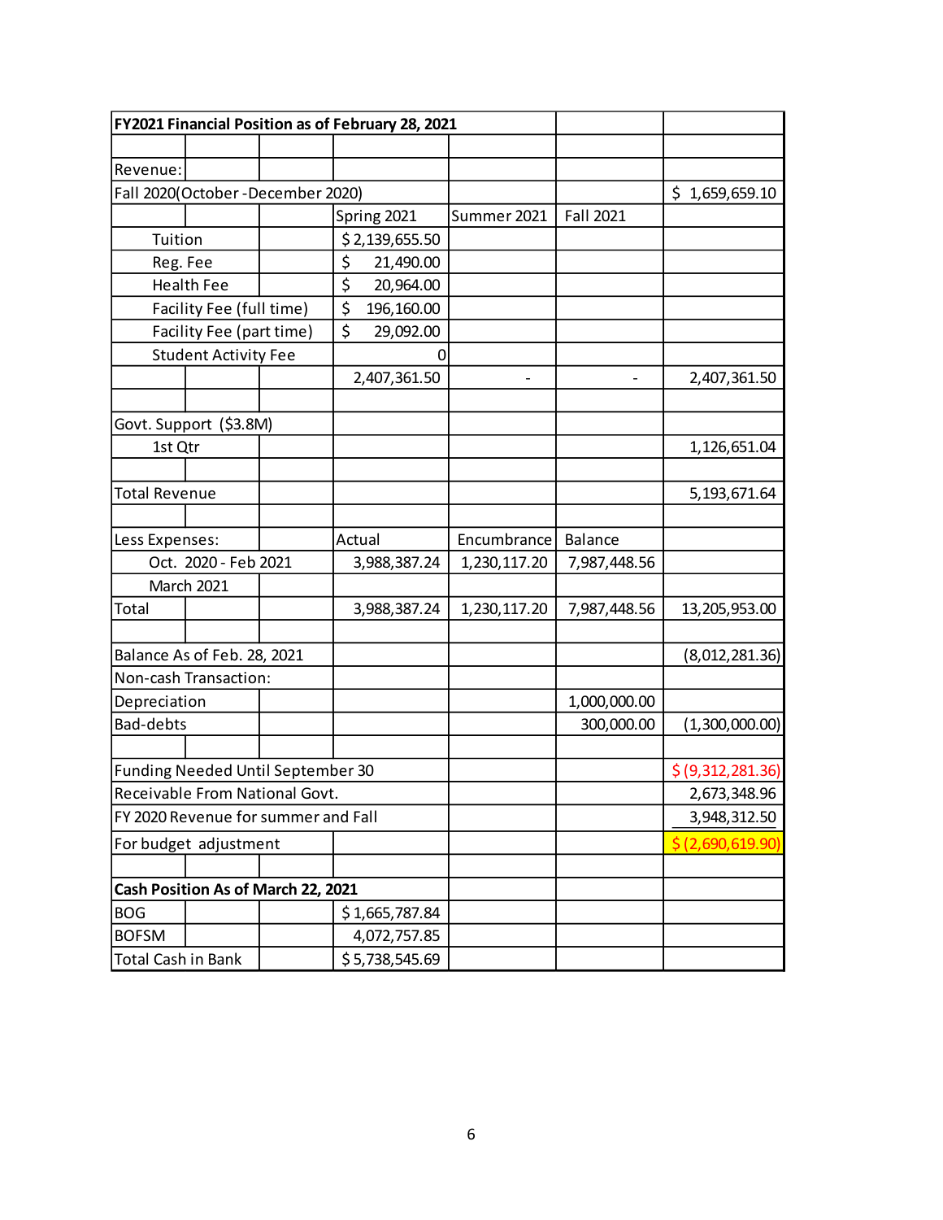| FY2021 Financial Position as of February 28, 2021 | | | | | | |
|---|---|---|---|---|---|---|
| | | | | | | |
| Revenue: | | | | | | |
| Fall 2020(October -December 2020) | | | | | | $ 1,659,659.10 |
| | | | Spring 2021 | Summer 2021 | Fall 2021 | |
| Tuition | | | $ 2,139,655.50 | | | |
| Reg. Fee | | | $ 21,490.00 | | | |
| Health Fee | | | $ 20,964.00 | | | |
| Facility Fee (full time) | | | $ 196,160.00 | | | |
| Facility Fee (part time) | | | $ 29,092.00 | | | |
| Student Activity Fee | | | 0 | | | |
| | | | 2,407,361.50 | - | - | 2,407,361.50 |
| | | | | | | |
| Govt. Support ($3.8M) | | | | | | |
| 1st Qtr | | | | | | 1,126,651.04 |
| | | | | | | |
| Total Revenue | | | | | | 5,193,671.64 |
| | | | | | | |
| Less Expenses: | | | Actual | Encumbrance | Balance | |
| Oct. 2020 - Feb 2021 | | | 3,988,387.24 | 1,230,117.20 | 7,987,448.56 | |
| March 2021 | | | | | | |
| Total | | | 3,988,387.24 | 1,230,117.20 | 7,987,448.56 | 13,205,953.00 |
| | | | | | | |
| Balance As of Feb. 28, 2021 | | | | | | (8,012,281.36) |
| Non-cash Transaction: | | | | | | |
| Depreciation | | | | | 1,000,000.00 | |
| Bad-debts | | | | | 300,000.00 | (1,300,000.00) |
| | | | | | | |
| Funding Needed Until September 30 | | | | | | $ (9,312,281.36) |
| Receivable From National Govt. | | | | | | 2,673,348.96 |
| FY 2020 Revenue for summer and Fall | | | | | | 3,948,312.50 |
| For budget adjustment | | | | | | $ (2,690,619.90) |
| | | | | | | |
| **Cash Position As of March 22, 2021** | | | | | | |
| BOG | | | $ 1,665,787.84 | | | |
| BOFSM | | | 4,072,757.85 | | | |
| Total Cash in Bank | | | $ 5,738,545.69 | | | |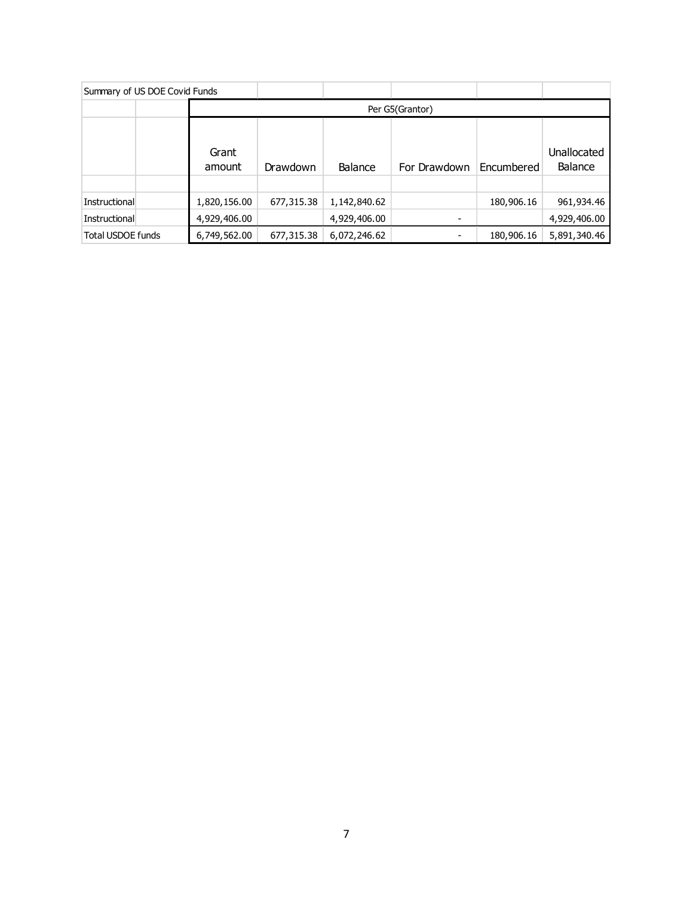| Summary of US DOE Covid Funds | | | | | | | |
|---|---|---|---|---|---|---|---|
| | | Per G5(Grantor) | | | | | |
| | | Grant amount | Drawdown | Balance | For Drawdown | Encumbered | Unallocated Balance |
| | | | | | | | |
| Instructional | | 1,820,156.00 | 677,315.38 | 1,142,840.62 | | 180,906.16 | 961,934.46 |
| Instructional | | 4,929,406.00 | | 4,929,406.00 | - | | 4,929,406.00 |
| Total USDOE funds | | 6,749,562.00 | 677,315.38 | 6,072,246.62 | - | 180,906.16 | 5,891,340.46 |